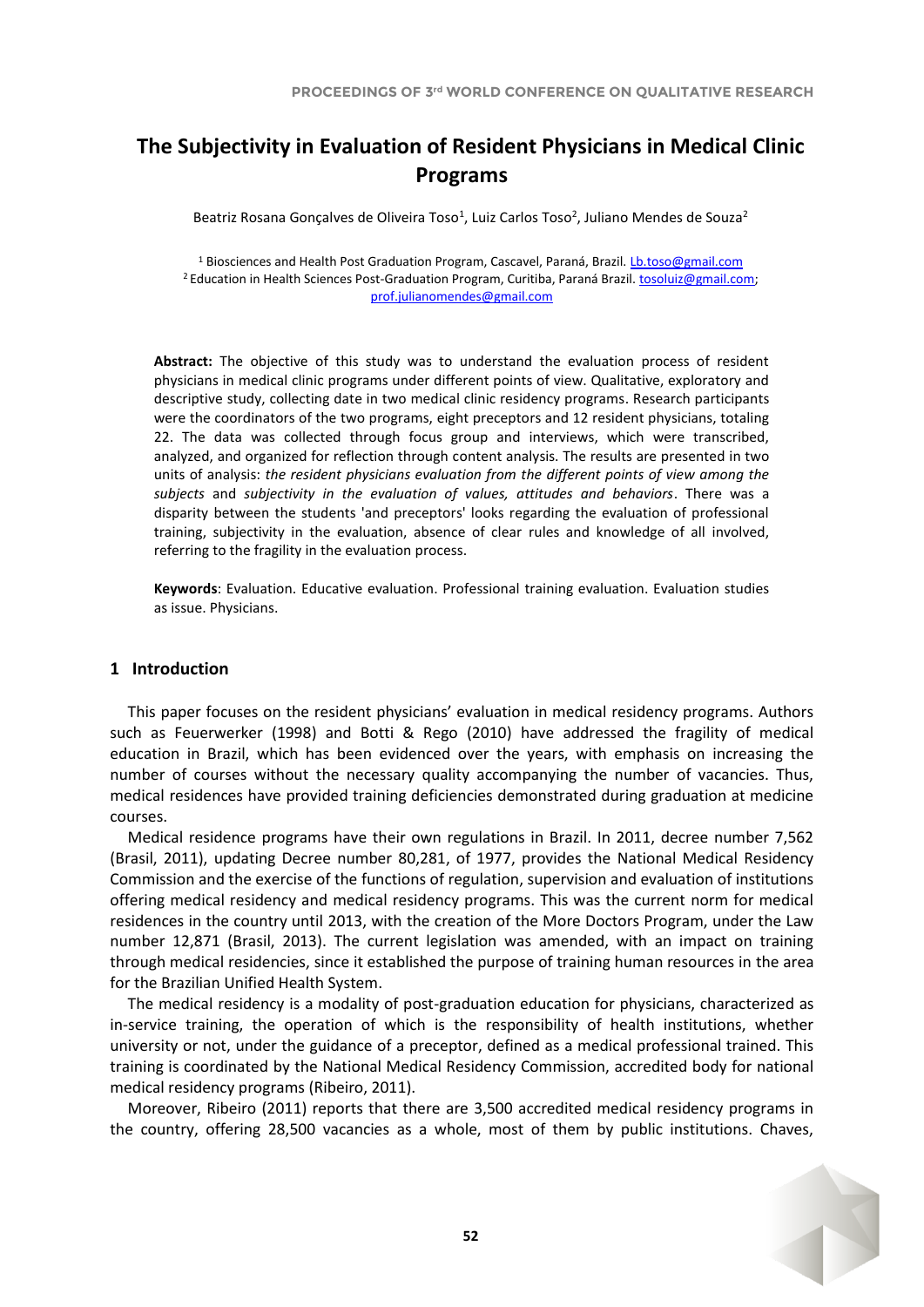# The Subjectivity in Evaluation of Resident Physicians in Medical Clinic Programs

Beatriz Rosana Gonçalves de Oliveira Toso[1], Luiz Carlos Toso[2], Juliano Mendes de Souza[2]

[1] Biosciences and Health Post Graduation Program, Cascavel, Paraná, Brazil. Lb.toso@gmail.com
[2] Education in Health Sciences Post-Graduation Program, Curitiba, Paraná Brazil. tosoluiz@gmail.com; prof.julianomendes@gmail.com

**Abstract:** The objective of this study was to understand the evaluation process of resident physicians in medical clinic programs under different points of view. Qualitative, exploratory and descriptive study, collecting date in two medical clinic residency programs. Research participants were the coordinators of the two programs, eight preceptors and 12 resident physicians, totaling 22. The data was collected through focus group and interviews, which were transcribed, analyzed, and organized for reflection through content analysis. The results are presented in two units of analysis: *the resident physicians evaluation from the different points of view among the subjects* and *subjectivity in the evaluation of values, attitudes and behaviors*. There was a disparity between the students 'and preceptors' looks regarding the evaluation of professional training, subjectivity in the evaluation, absence of clear rules and knowledge of all involved, referring to the fragility in the evaluation process.

**Keywords**: Evaluation. Educative evaluation. Professional training evaluation. Evaluation studies as issue. Physicians.

## 1 Introduction

This paper focuses on the resident physicians' evaluation in medical residency programs. Authors such as Feuerwerker (1998) and Botti & Rego (2010) have addressed the fragility of medical education in Brazil, which has been evidenced over the years, with emphasis on increasing the number of courses without the necessary quality accompanying the number of vacancies. Thus, medical residences have provided training deficiencies demonstrated during graduation at medicine courses.

Medical residence programs have their own regulations in Brazil. In 2011, decree number 7,562 (Brasil, 2011), updating Decree number 80,281, of 1977, provides the National Medical Residency Commission and the exercise of the functions of regulation, supervision and evaluation of institutions offering medical residency and medical residency programs. This was the current norm for medical residences in the country until 2013, with the creation of the More Doctors Program, under the Law number 12,871 (Brasil, 2013). The current legislation was amended, with an impact on training through medical residencies, since it established the purpose of training human resources in the area for the Brazilian Unified Health System.

The medical residency is a modality of post-graduation education for physicians, characterized as in-service training, the operation of which is the responsibility of health institutions, whether university or not, under the guidance of a preceptor, defined as a medical professional trained. This training is coordinated by the National Medical Residency Commission, accredited body for national medical residency programs (Ribeiro, 2011).

Moreover, Ribeiro (2011) reports that there are 3,500 accredited medical residency programs in the country, offering 28,500 vacancies as a whole, most of them by public institutions. Chaves,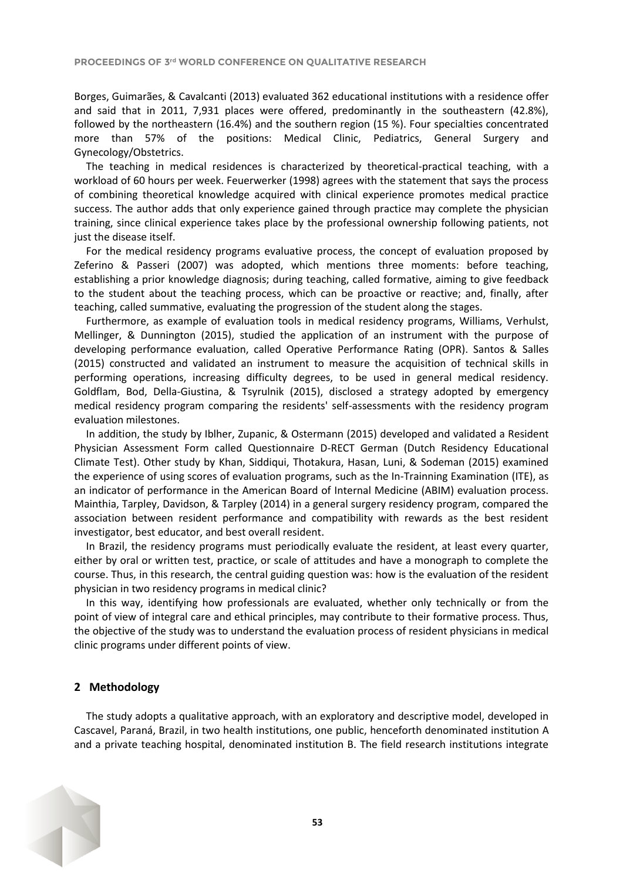Borges, Guimarães, & Cavalcanti (2013) evaluated 362 educational institutions with a residence offer and said that in 2011, 7,931 places were offered, predominantly in the southeastern (42.8%), followed by the northeastern (16.4%) and the southern region (15 %). Four specialties concentrated more than 57% of the positions: Medical Clinic, Pediatrics, General Surgery and Gynecology/Obstetrics.

The teaching in medical residences is characterized by theoretical-practical teaching, with a workload of 60 hours per week. Feuerwerker (1998) agrees with the statement that says the process of combining theoretical knowledge acquired with clinical experience promotes medical practice success. The author adds that only experience gained through practice may complete the physician training, since clinical experience takes place by the professional ownership following patients, not just the disease itself.

For the medical residency programs evaluative process, the concept of evaluation proposed by Zeferino & Passeri (2007) was adopted, which mentions three moments: before teaching, establishing a prior knowledge diagnosis; during teaching, called formative, aiming to give feedback to the student about the teaching process, which can be proactive or reactive; and, finally, after teaching, called summative, evaluating the progression of the student along the stages.

Furthermore, as example of evaluation tools in medical residency programs, Williams, Verhulst, Mellinger, & Dunnington (2015), studied the application of an instrument with the purpose of developing performance evaluation, called Operative Performance Rating (OPR). Santos & Salles (2015) constructed and validated an instrument to measure the acquisition of technical skills in performing operations, increasing difficulty degrees, to be used in general medical residency. Goldflam, Bod, Della-Giustina, & Tsyrulnik (2015), disclosed a strategy adopted by emergency medical residency program comparing the residents' self-assessments with the residency program evaluation milestones.

In addition, the study by Iblher, Zupanic, & Ostermann (2015) developed and validated a Resident Physician Assessment Form called Questionnaire D-RECT German (Dutch Residency Educational Climate Test). Other study by Khan, Siddiqui, Thotakura, Hasan, Luni, & Sodeman (2015) examined the experience of using scores of evaluation programs, such as the In-Trainning Examination (ITE), as an indicator of performance in the American Board of Internal Medicine (ABIM) evaluation process. Mainthia, Tarpley, Davidson, & Tarpley (2014) in a general surgery residency program, compared the association between resident performance and compatibility with rewards as the best resident investigator, best educator, and best overall resident.

In Brazil, the residency programs must periodically evaluate the resident, at least every quarter, either by oral or written test, practice, or scale of attitudes and have a monograph to complete the course. Thus, in this research, the central guiding question was: how is the evaluation of the resident physician in two residency programs in medical clinic?

In this way, identifying how professionals are evaluated, whether only technically or from the point of view of integral care and ethical principles, may contribute to their formative process. Thus, the objective of the study was to understand the evaluation process of resident physicians in medical clinic programs under different points of view.

## 2 Methodology

The study adopts a qualitative approach, with an exploratory and descriptive model, developed in Cascavel, Paraná, Brazil, in two health institutions, one public, henceforth denominated institution A and a private teaching hospital, denominated institution B. The field research institutions integrate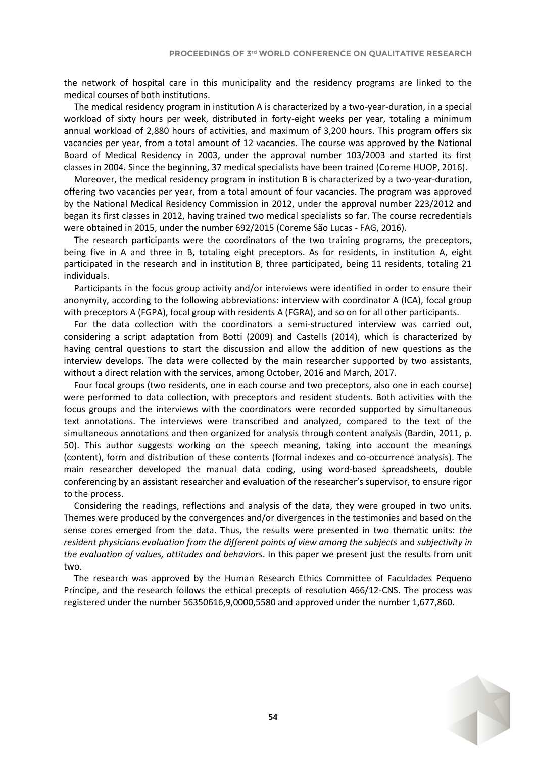the network of hospital care in this municipality and the residency programs are linked to the medical courses of both institutions.

The medical residency program in institution A is characterized by a two-year-duration, in a special workload of sixty hours per week, distributed in forty-eight weeks per year, totaling a minimum annual workload of 2,880 hours of activities, and maximum of 3,200 hours. This program offers six vacancies per year, from a total amount of 12 vacancies. The course was approved by the National Board of Medical Residency in 2003, under the approval number 103/2003 and started its first classes in 2004. Since the beginning, 37 medical specialists have been trained (Coreme HUOP, 2016).

Moreover, the medical residency program in institution B is characterized by a two-year-duration, offering two vacancies per year, from a total amount of four vacancies. The program was approved by the National Medical Residency Commission in 2012, under the approval number 223/2012 and began its first classes in 2012, having trained two medical specialists so far. The course recredentials were obtained in 2015, under the number 692/2015 (Coreme São Lucas - FAG, 2016).

The research participants were the coordinators of the two training programs, the preceptors, being five in A and three in B, totaling eight preceptors. As for residents, in institution A, eight participated in the research and in institution B, three participated, being 11 residents, totaling 21 individuals.

Participants in the focus group activity and/or interviews were identified in order to ensure their anonymity, according to the following abbreviations: interview with coordinator A (ICA), focal group with preceptors A (FGPA), focal group with residents A (FGRA), and so on for all other participants.

For the data collection with the coordinators a semi-structured interview was carried out, considering a script adaptation from Botti (2009) and Castells (2014), which is characterized by having central questions to start the discussion and allow the addition of new questions as the interview develops. The data were collected by the main researcher supported by two assistants, without a direct relation with the services, among October, 2016 and March, 2017.

Four focal groups (two residents, one in each course and two preceptors, also one in each course) were performed to data collection, with preceptors and resident students. Both activities with the focus groups and the interviews with the coordinators were recorded supported by simultaneous text annotations. The interviews were transcribed and analyzed, compared to the text of the simultaneous annotations and then organized for analysis through content analysis (Bardin, 2011, p. 50). This author suggests working on the speech meaning, taking into account the meanings (content), form and distribution of these contents (formal indexes and co-occurrence analysis). The main researcher developed the manual data coding, using word-based spreadsheets, double conferencing by an assistant researcher and evaluation of the researcher's supervisor, to ensure rigor to the process.

Considering the readings, reflections and analysis of the data, they were grouped in two units. Themes were produced by the convergences and/or divergences in the testimonies and based on the sense cores emerged from the data. Thus, the results were presented in two thematic units: *the resident physicians evaluation from the different points of view among the subjects* and *subjectivity in the evaluation of values, attitudes and behaviors*. In this paper we present just the results from unit two.

The research was approved by the Human Research Ethics Committee of Faculdades Pequeno Príncipe, and the research follows the ethical precepts of resolution 466/12-CNS. The process was registered under the number 56350616,9,0000,5580 and approved under the number 1,677,860.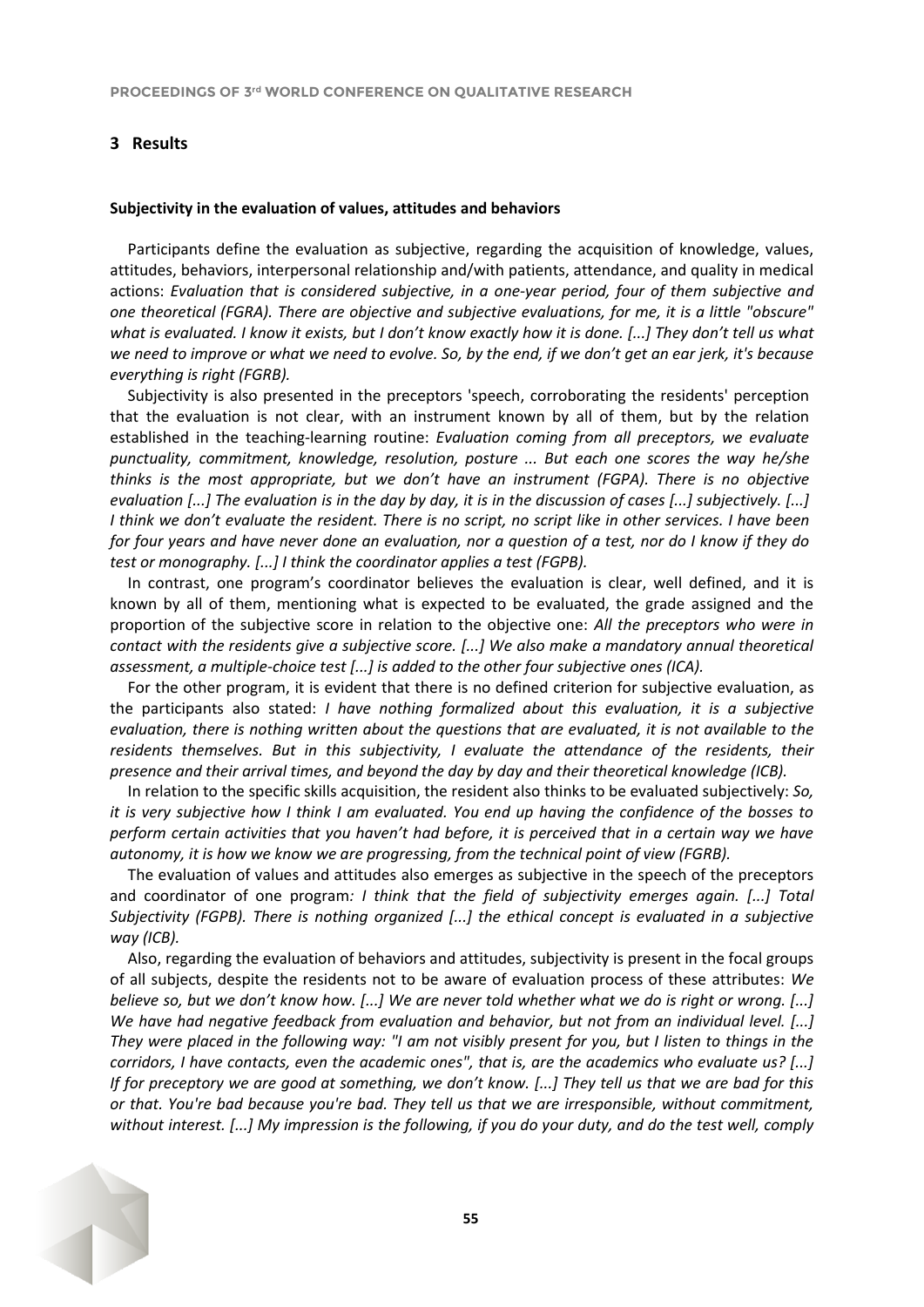## 3 Results

**Subjectivity in the evaluation of values, attitudes and behaviors**

Participants define the evaluation as subjective, regarding the acquisition of knowledge, values, attitudes, behaviors, interpersonal relationship and/with patients, attendance, and quality in medical actions: *Evaluation that is considered subjective, in a one-year period, four of them subjective and one theoretical (FGRA). There are objective and subjective evaluations, for me, it is a little "obscure" what is evaluated. I know it exists, but I don't know exactly how it is done. [...] They don't tell us what we need to improve or what we need to evolve. So, by the end, if we don't get an ear jerk, it's because everything is right (FGRB).*

Subjectivity is also presented in the preceptors 'speech, corroborating the residents' perception that the evaluation is not clear, with an instrument known by all of them, but by the relation established in the teaching-learning routine: *Evaluation coming from all preceptors, we evaluate punctuality, commitment, knowledge, resolution, posture ... But each one scores the way he/she thinks is the most appropriate, but we don't have an instrument (FGPA). There is no objective evaluation [...] The evaluation is in the day by day, it is in the discussion of cases [...] subjectively. [...] I think we don't evaluate the resident. There is no script, no script like in other services. I have been for four years and have never done an evaluation, nor a question of a test, nor do I know if they do test or monography. [...] I think the coordinator applies a test (FGPB).*

In contrast, one program's coordinator believes the evaluation is clear, well defined, and it is known by all of them, mentioning what is expected to be evaluated, the grade assigned and the proportion of the subjective score in relation to the objective one: *All the preceptors who were in contact with the residents give a subjective score. [...] We also make a mandatory annual theoretical assessment, a multiple-choice test [...] is added to the other four subjective ones (ICA).*

For the other program, it is evident that there is no defined criterion for subjective evaluation, as the participants also stated: *I have nothing formalized about this evaluation, it is a subjective evaluation, there is nothing written about the questions that are evaluated, it is not available to the residents themselves. But in this subjectivity, I evaluate the attendance of the residents, their presence and their arrival times, and beyond the day by day and their theoretical knowledge (ICB).*

In relation to the specific skills acquisition, the resident also thinks to be evaluated subjectively: *So, it is very subjective how I think I am evaluated. You end up having the confidence of the bosses to perform certain activities that you haven't had before, it is perceived that in a certain way we have autonomy, it is how we know we are progressing, from the technical point of view (FGRB).*

The evaluation of values and attitudes also emerges as subjective in the speech of the preceptors and coordinator of one program*: I think that the field of subjectivity emerges again. [...] Total Subjectivity (FGPB). There is nothing organized [...] the ethical concept is evaluated in a subjective way (ICB).*

Also, regarding the evaluation of behaviors and attitudes, subjectivity is present in the focal groups of all subjects, despite the residents not to be aware of evaluation process of these attributes: *We believe so, but we don't know how. [...] We are never told whether what we do is right or wrong. [...] We have had negative feedback from evaluation and behavior, but not from an individual level. [...] They were placed in the following way: "I am not visibly present for you, but I listen to things in the corridors, I have contacts, even the academic ones", that is, are the academics who evaluate us? [...] If for preceptory we are good at something, we don't know. [...] They tell us that we are bad for this or that. You're bad because you're bad. They tell us that we are irresponsible, without commitment, without interest. [...] My impression is the following, if you do your duty, and do the test well, comply*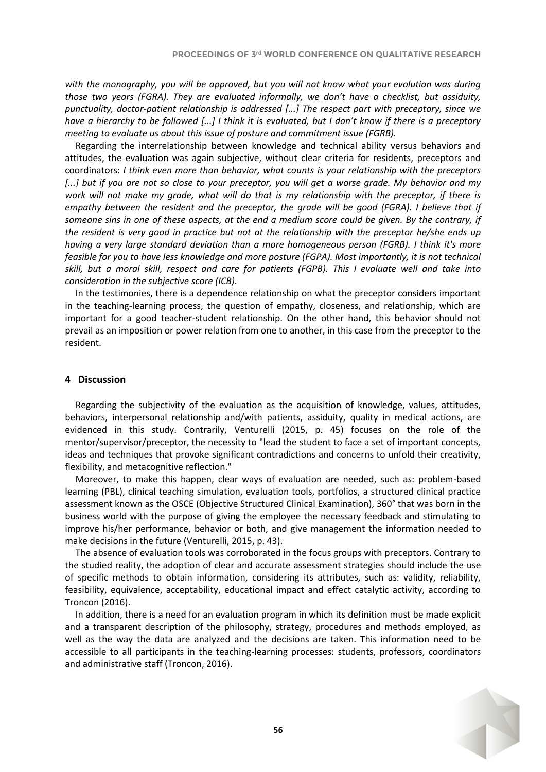*with the monography, you will be approved, but you will not know what your evolution was during those two years (FGRA). They are evaluated informally, we don't have a checklist, but assiduity, punctuality, doctor-patient relationship is addressed [...] The respect part with preceptory, since we have a hierarchy to be followed [...] I think it is evaluated, but I don't know if there is a preceptory meeting to evaluate us about this issue of posture and commitment issue (FGRB).*

Regarding the interrelationship between knowledge and technical ability versus behaviors and attitudes, the evaluation was again subjective, without clear criteria for residents, preceptors and coordinators: *I think even more than behavior, what counts is your relationship with the preceptors [...] but if you are not so close to your preceptor, you will get a worse grade. My behavior and my work will not make my grade, what will do that is my relationship with the preceptor, if there is empathy between the resident and the preceptor, the grade will be good (FGRA). I believe that if someone sins in one of these aspects, at the end a medium score could be given. By the contrary, if the resident is very good in practice but not at the relationship with the preceptor he/she ends up having a very large standard deviation than a more homogeneous person (FGRB). I think it's more feasible for you to have less knowledge and more posture (FGPA). Most importantly, it is not technical skill, but a moral skill, respect and care for patients (FGPB). This I evaluate well and take into consideration in the subjective score (ICB).*

In the testimonies, there is a dependence relationship on what the preceptor considers important in the teaching-learning process, the question of empathy, closeness, and relationship, which are important for a good teacher-student relationship. On the other hand, this behavior should not prevail as an imposition or power relation from one to another, in this case from the preceptor to the resident.

## 4 Discussion

Regarding the subjectivity of the evaluation as the acquisition of knowledge, values, attitudes, behaviors, interpersonal relationship and/with patients, assiduity, quality in medical actions, are evidenced in this study. Contrarily, Venturelli (2015, p. 45) focuses on the role of the mentor/supervisor/preceptor, the necessity to "lead the student to face a set of important concepts, ideas and techniques that provoke significant contradictions and concerns to unfold their creativity, flexibility, and metacognitive reflection."

Moreover, to make this happen, clear ways of evaluation are needed, such as: problem-based learning (PBL), clinical teaching simulation, evaluation tools, portfolios, a structured clinical practice assessment known as the OSCE (Objective Structured Clinical Examination), 360° that was born in the business world with the purpose of giving the employee the necessary feedback and stimulating to improve his/her performance, behavior or both, and give management the information needed to make decisions in the future (Venturelli, 2015, p. 43).

The absence of evaluation tools was corroborated in the focus groups with preceptors. Contrary to the studied reality, the adoption of clear and accurate assessment strategies should include the use of specific methods to obtain information, considering its attributes, such as: validity, reliability, feasibility, equivalence, acceptability, educational impact and effect catalytic activity, according to Troncon (2016).

In addition, there is a need for an evaluation program in which its definition must be made explicit and a transparent description of the philosophy, strategy, procedures and methods employed, as well as the way the data are analyzed and the decisions are taken. This information need to be accessible to all participants in the teaching-learning processes: students, professors, coordinators and administrative staff (Troncon, 2016).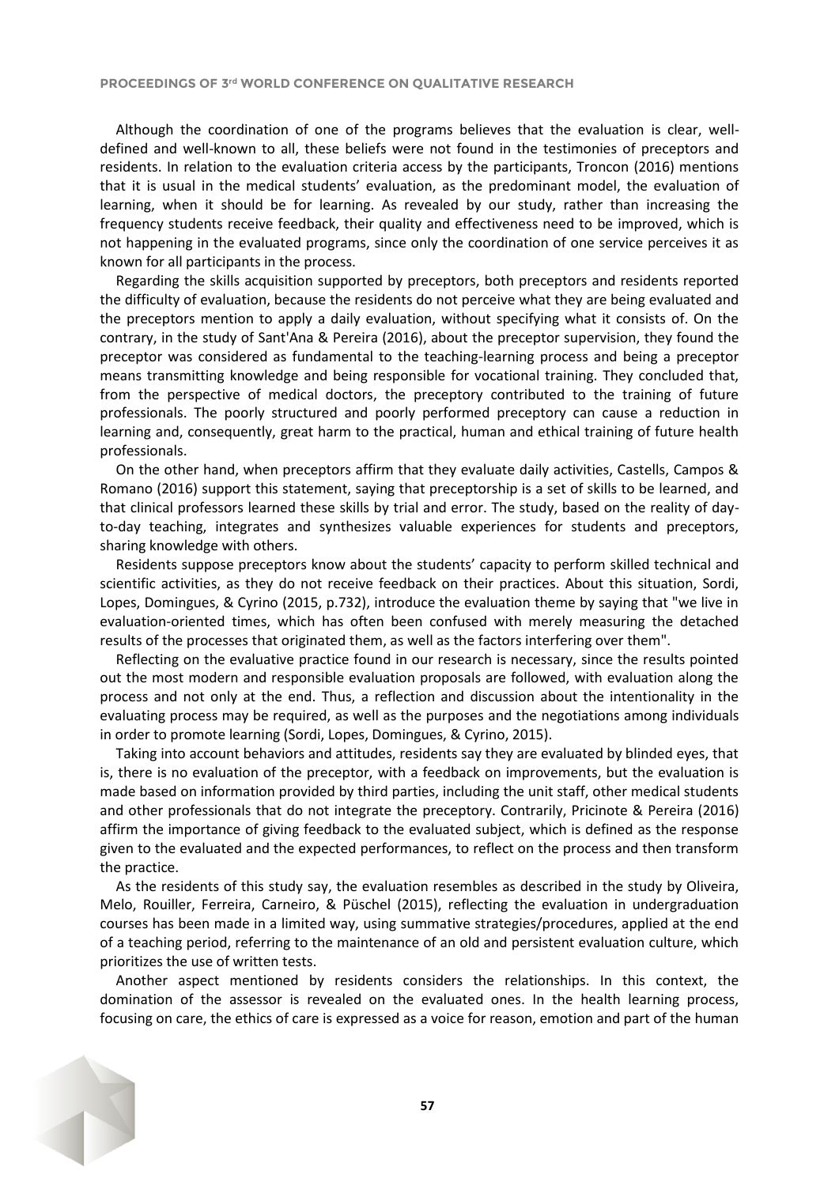Although the coordination of one of the programs believes that the evaluation is clear, well-defined and well-known to all, these beliefs were not found in the testimonies of preceptors and residents. In relation to the evaluation criteria access by the participants, Troncon (2016) mentions that it is usual in the medical students' evaluation, as the predominant model, the evaluation of learning, when it should be for learning. As revealed by our study, rather than increasing the frequency students receive feedback, their quality and effectiveness need to be improved, which is not happening in the evaluated programs, since only the coordination of one service perceives it as known for all participants in the process.

Regarding the skills acquisition supported by preceptors, both preceptors and residents reported the difficulty of evaluation, because the residents do not perceive what they are being evaluated and the preceptors mention to apply a daily evaluation, without specifying what it consists of. On the contrary, in the study of Sant'Ana & Pereira (2016), about the preceptor supervision, they found the preceptor was considered as fundamental to the teaching-learning process and being a preceptor means transmitting knowledge and being responsible for vocational training. They concluded that, from the perspective of medical doctors, the preceptory contributed to the training of future professionals. The poorly structured and poorly performed preceptory can cause a reduction in learning and, consequently, great harm to the practical, human and ethical training of future health professionals.

On the other hand, when preceptors affirm that they evaluate daily activities, Castells, Campos & Romano (2016) support this statement, saying that preceptorship is a set of skills to be learned, and that clinical professors learned these skills by trial and error. The study, based on the reality of day-to-day teaching, integrates and synthesizes valuable experiences for students and preceptors, sharing knowledge with others.

Residents suppose preceptors know about the students' capacity to perform skilled technical and scientific activities, as they do not receive feedback on their practices. About this situation, Sordi, Lopes, Domingues, & Cyrino (2015, p.732), introduce the evaluation theme by saying that "we live in evaluation-oriented times, which has often been confused with merely measuring the detached results of the processes that originated them, as well as the factors interfering over them".

Reflecting on the evaluative practice found in our research is necessary, since the results pointed out the most modern and responsible evaluation proposals are followed, with evaluation along the process and not only at the end. Thus, a reflection and discussion about the intentionality in the evaluating process may be required, as well as the purposes and the negotiations among individuals in order to promote learning (Sordi, Lopes, Domingues, & Cyrino, 2015).

Taking into account behaviors and attitudes, residents say they are evaluated by blinded eyes, that is, there is no evaluation of the preceptor, with a feedback on improvements, but the evaluation is made based on information provided by third parties, including the unit staff, other medical students and other professionals that do not integrate the preceptory. Contrarily, Pricinote & Pereira (2016) affirm the importance of giving feedback to the evaluated subject, which is defined as the response given to the evaluated and the expected performances, to reflect on the process and then transform the practice.

As the residents of this study say, the evaluation resembles as described in the study by Oliveira, Melo, Rouiller, Ferreira, Carneiro, & Püschel (2015), reflecting the evaluation in undergraduation courses has been made in a limited way, using summative strategies/procedures, applied at the end of a teaching period, referring to the maintenance of an old and persistent evaluation culture, which prioritizes the use of written tests.

Another aspect mentioned by residents considers the relationships. In this context, the domination of the assessor is revealed on the evaluated ones. In the health learning process, focusing on care, the ethics of care is expressed as a voice for reason, emotion and part of the human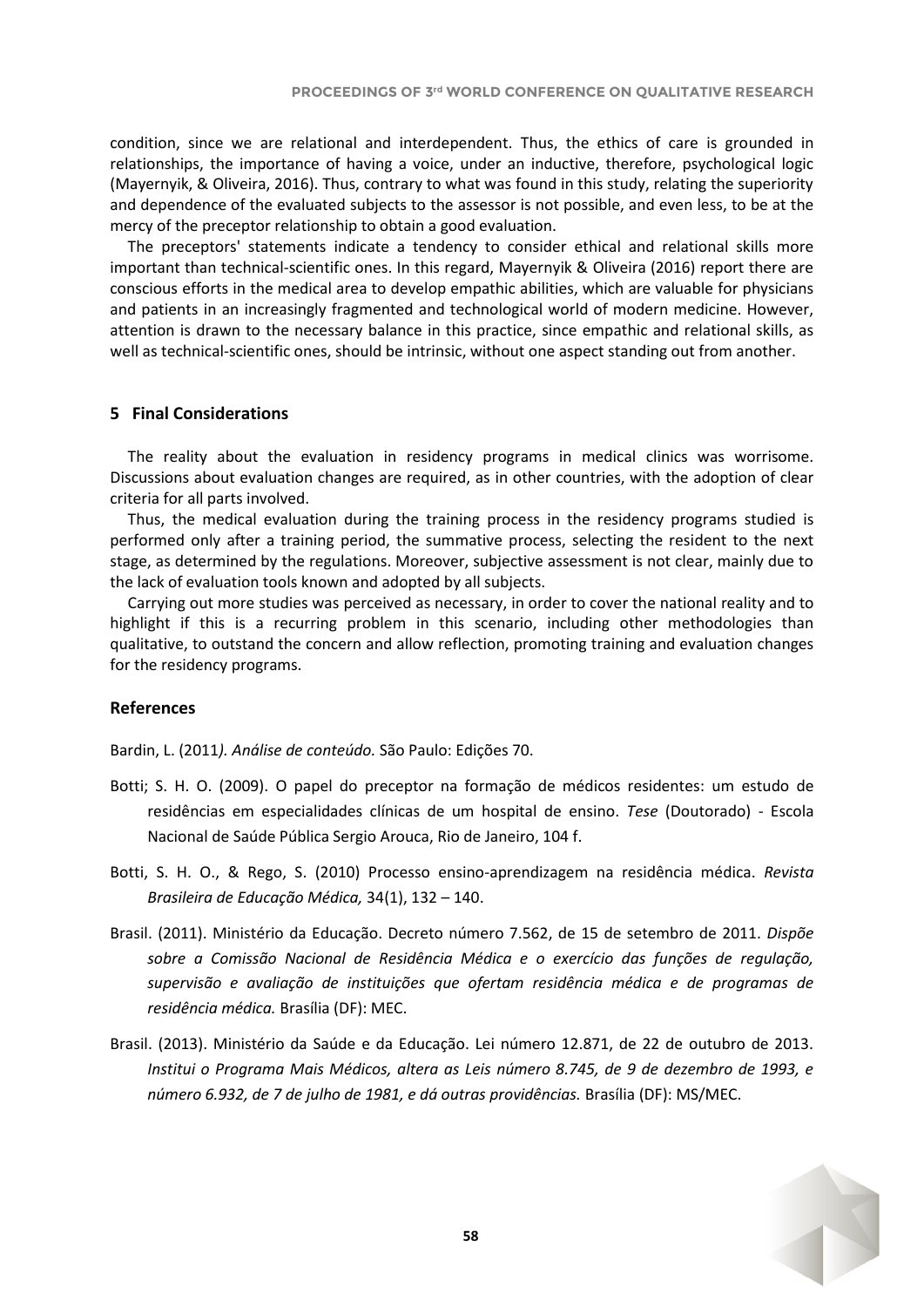condition, since we are relational and interdependent. Thus, the ethics of care is grounded in relationships, the importance of having a voice, under an inductive, therefore, psychological logic (Mayernyik, & Oliveira, 2016). Thus, contrary to what was found in this study, relating the superiority and dependence of the evaluated subjects to the assessor is not possible, and even less, to be at the mercy of the preceptor relationship to obtain a good evaluation.

The preceptors' statements indicate a tendency to consider ethical and relational skills more important than technical-scientific ones. In this regard, Mayernyik & Oliveira (2016) report there are conscious efforts in the medical area to develop empathic abilities, which are valuable for physicians and patients in an increasingly fragmented and technological world of modern medicine. However, attention is drawn to the necessary balance in this practice, since empathic and relational skills, as well as technical-scientific ones, should be intrinsic, without one aspect standing out from another.

## 5 Final Considerations

The reality about the evaluation in residency programs in medical clinics was worrisome. Discussions about evaluation changes are required, as in other countries, with the adoption of clear criteria for all parts involved.

Thus, the medical evaluation during the training process in the residency programs studied is performed only after a training period, the summative process, selecting the resident to the next stage, as determined by the regulations. Moreover, subjective assessment is not clear, mainly due to the lack of evaluation tools known and adopted by all subjects.

Carrying out more studies was perceived as necessary, in order to cover the national reality and to highlight if this is a recurring problem in this scenario, including other methodologies than qualitative, to outstand the concern and allow reflection, promoting training and evaluation changes for the residency programs.

## References

Bardin, L. (2011*). Análise de conteúdo.* São Paulo: Edições 70.

Botti; S. H. O. (2009). O papel do preceptor na formação de médicos residentes: um estudo de residências em especialidades clínicas de um hospital de ensino. *Tese* (Doutorado) - Escola Nacional de Saúde Pública Sergio Arouca, Rio de Janeiro, 104 f.

Botti, S. H. O., & Rego, S. (2010) Processo ensino-aprendizagem na residência médica. *Revista Brasileira de Educação Médica,* 34(1), 132 – 140.

Brasil. (2011). Ministério da Educação. Decreto número 7.562, de 15 de setembro de 2011. *Dispõe sobre a Comissão Nacional de Residência Médica e o exercício das funções de regulação, supervisão e avaliação de instituições que ofertam residência médica e de programas de residência médica.* Brasília (DF): MEC.

Brasil. (2013). Ministério da Saúde e da Educação. Lei número 12.871, de 22 de outubro de 2013. *Institui o Programa Mais Médicos, altera as Leis número 8.745, de 9 de dezembro de 1993, e número 6.932, de 7 de julho de 1981, e dá outras providências.* Brasília (DF): MS/MEC.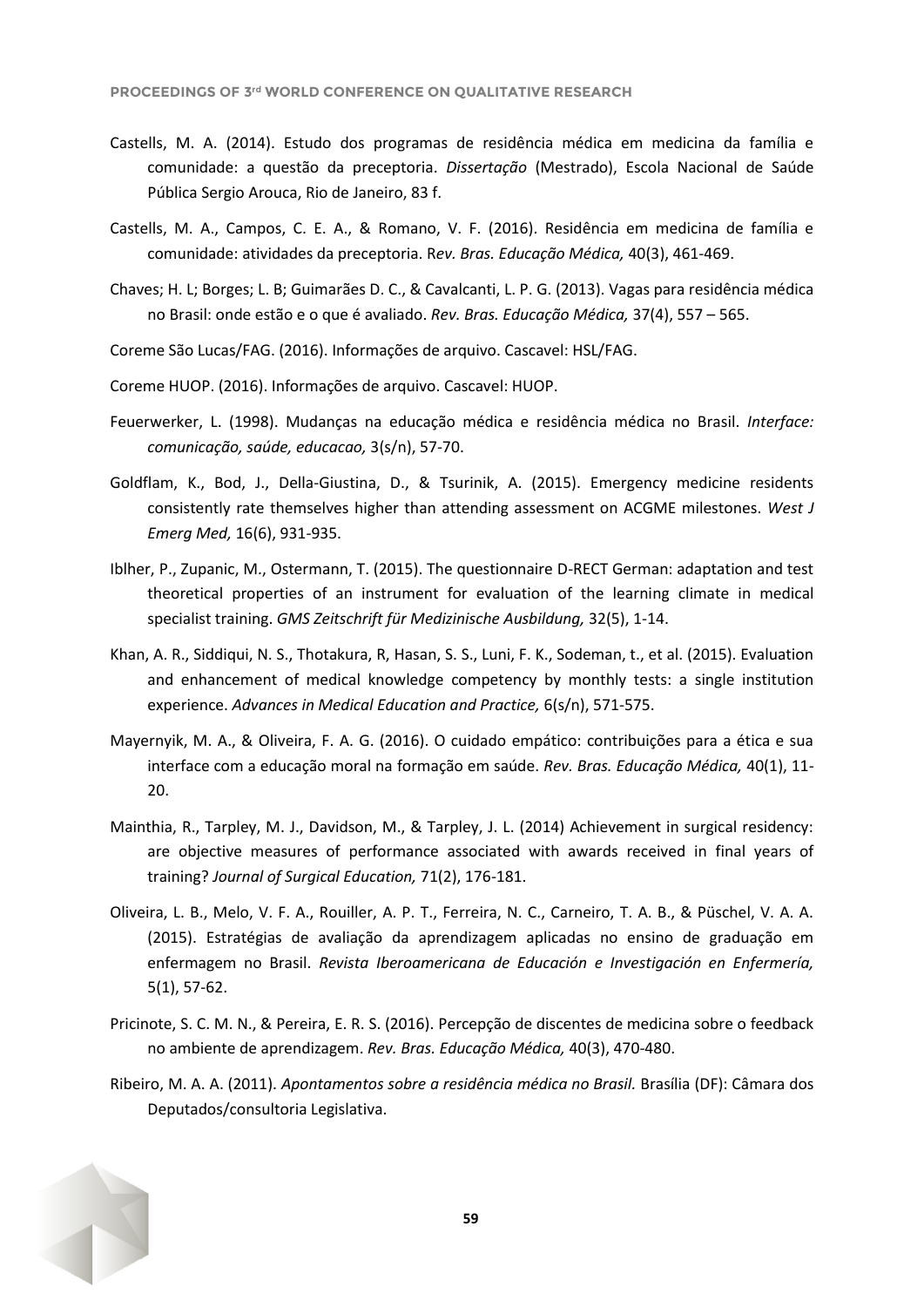Castells, M. A. (2014). Estudo dos programas de residência médica em medicina da família e comunidade: a questão da preceptoria. *Dissertação* (Mestrado), Escola Nacional de Saúde Pública Sergio Arouca, Rio de Janeiro, 83 f.

Castells, M. A., Campos, C. E. A., & Romano, V. F. (2016). Residência em medicina de família e comunidade: atividades da preceptoria. R*ev. Bras. Educação Médica,* 40(3), 461-469.

Chaves; H. L; Borges; L. B; Guimarães D. C., & Cavalcanti, L. P. G. (2013). Vagas para residência médica no Brasil: onde estão e o que é avaliado. *Rev. Bras. Educação Médica,* 37(4), 557 – 565.

Coreme São Lucas/FAG. (2016). Informações de arquivo. Cascavel: HSL/FAG.

Coreme HUOP. (2016). Informações de arquivo. Cascavel: HUOP.

Feuerwerker, L. (1998). Mudanças na educação médica e residência médica no Brasil. *Interface: comunicação, saúde, educacao,* 3(s/n), 57-70.

Goldflam, K., Bod, J., Della-Giustina, D., & Tsurinik, A. (2015). Emergency medicine residents consistently rate themselves higher than attending assessment on ACGME milestones. *West J Emerg Med,* 16(6), 931-935.

Iblher, P., Zupanic, M., Ostermann, T. (2015). The questionnaire D-RECT German: adaptation and test theoretical properties of an instrument for evaluation of the learning climate in medical specialist training. *GMS Zeitschrift für Medizinische Ausbildung,* 32(5), 1-14.

Khan, A. R., Siddiqui, N. S., Thotakura, R, Hasan, S. S., Luni, F. K., Sodeman, t., et al. (2015). Evaluation and enhancement of medical knowledge competency by monthly tests: a single institution experience. *Advances in Medical Education and Practice,* 6(s/n), 571-575.

Mayernyik, M. A., & Oliveira, F. A. G. (2016). O cuidado empático: contribuições para a ética e sua interface com a educação moral na formação em saúde. *Rev. Bras. Educação Médica,* 40(1), 11-20.

Mainthia, R., Tarpley, M. J., Davidson, M., & Tarpley, J. L. (2014) Achievement in surgical residency: are objective measures of performance associated with awards received in final years of training? *Journal of Surgical Education,* 71(2), 176-181.

Oliveira, L. B., Melo, V. F. A., Rouiller, A. P. T., Ferreira, N. C., Carneiro, T. A. B., & Püschel, V. A. A. (2015). Estratégias de avaliação da aprendizagem aplicadas no ensino de graduação em enfermagem no Brasil. *Revista Iberoamericana de Educación e Investigación en Enfermería,* 5(1), 57-62.

Pricinote, S. C. M. N., & Pereira, E. R. S. (2016). Percepção de discentes de medicina sobre o feedback no ambiente de aprendizagem. *Rev. Bras. Educação Médica,* 40(3), 470-480.

Ribeiro, M. A. A. (2011). *Apontamentos sobre a residência médica no Brasil.* Brasília (DF): Câmara dos Deputados/consultoria Legislativa.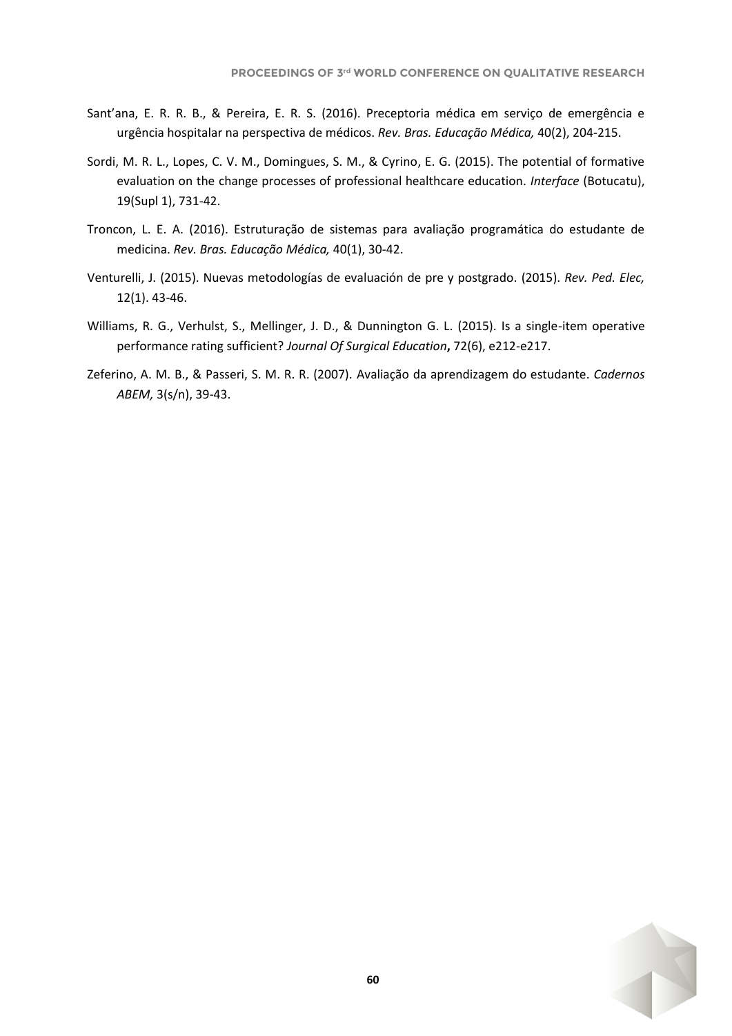Sant'ana, E. R. R. B., & Pereira, E. R. S. (2016). Preceptoria médica em serviço de emergência e urgência hospitalar na perspectiva de médicos. *Rev. Bras. Educação Médica,* 40(2), 204-215.

Sordi, M. R. L., Lopes, C. V. M., Domingues, S. M., & Cyrino, E. G. (2015). The potential of formative evaluation on the change processes of professional healthcare education. *Interface* (Botucatu), 19(Supl 1), 731-42.

Troncon, L. E. A. (2016). Estruturação de sistemas para avaliação programática do estudante de medicina. *Rev. Bras. Educação Médica,* 40(1), 30-42.

Venturelli, J. (2015). Nuevas metodologías de evaluación de pre y postgrado. (2015). *Rev. Ped. Elec,* 12(1). 43-46.

Williams, R. G., Verhulst, S., Mellinger, J. D., & Dunnington G. L. (2015). Is a single-item operative performance rating sufficient? *Journal Of Surgical Education***,** 72(6), e212-e217.

Zeferino, A. M. B., & Passeri, S. M. R. R. (2007). Avaliação da aprendizagem do estudante. *Cadernos ABEM,* 3(s/n), 39-43.